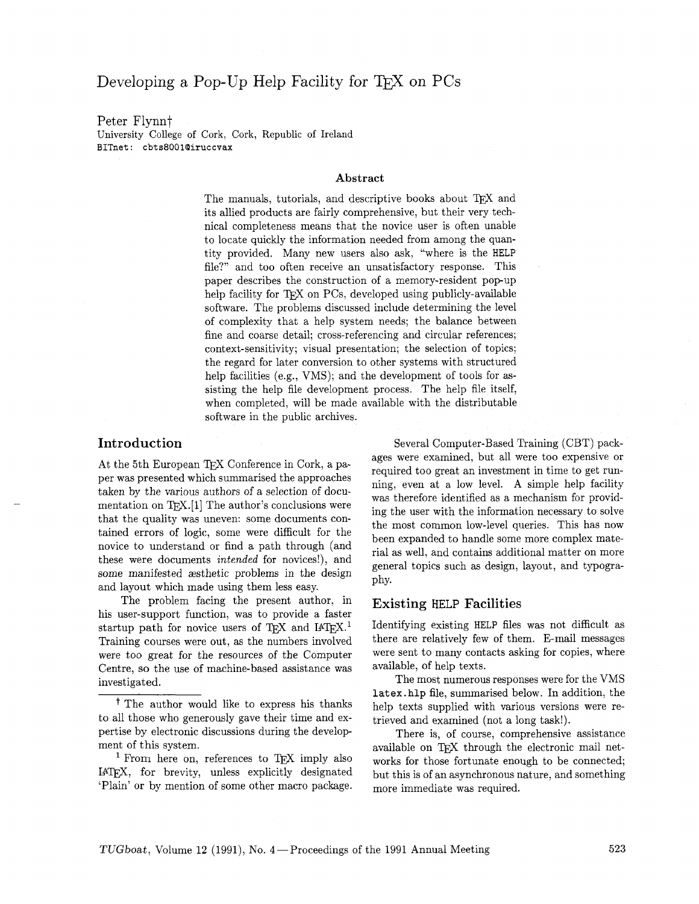# Developing a Pop-Up Help Facility for TeX on PCs

Peter Flynn†
University College of Cork, Cork, Republic of Ireland
BITnet: cbts8001@iruccvax

### Abstract

The manuals, tutorials, and descriptive books about TeX and its allied products are fairly comprehensive, but their very technical completeness means that the novice user is often unable to locate quickly the information needed from among the quantity provided. Many new users also ask, "where is the HELP file?" and too often receive an unsatisfactory response. This paper describes the construction of a memory-resident pop-up help facility for TeX on PCs, developed using publicly-available software. The problems discussed include determining the level of complexity that a help system needs; the balance between fine and coarse detail; cross-referencing and circular references; context-sensitivity; visual presentation; the selection of topics; the regard for later conversion to other systems with structured help facilities (e.g., VMS); and the development of tools for assisting the help file development process. The help file itself, when completed, will be made available with the distributable software in the public archives.

## Introduction

At the 5th European TeX Conference in Cork, a paper was presented which summarised the approaches taken by the various authors of a selection of documentation on TeX.[1] The author's conclusions were that the quality was uneven: some documents contained errors of logic, some were difficult for the novice to understand or find a path through (and these were documents *intended* for novices!), and some manifested æsthetic problems in the design and layout which made using them less easy.

The problem facing the present author, in his user-support function, was to provide a faster startup path for novice users of TeX and LaTeX.[1] Training courses were out, as the numbers involved were too great for the resources of the Computer Centre, so the use of machine-based assistance was investigated.

† The author would like to express his thanks to all those who generously gave their time and expertise by electronic discussions during the development of this system.

[1] From here on, references to TeX imply also LaTeX, for brevity, unless explicitly designated 'Plain' or by mention of some other macro package.

Several Computer-Based Training (CBT) packages were examined, but all were too expensive or required too great an investment in time to get running, even at a low level. A simple help facility was therefore identified as a mechanism for providing the user with the information necessary to solve the most common low-level queries. This has now been expanded to handle some more complex material as well, and contains additional matter on more general topics such as design, layout, and typography.

## Existing HELP Facilities

Identifying existing HELP files was not difficult as there are relatively few of them. E-mail messages were sent to many contacts asking for copies, where available, of help texts.

The most numerous responses were for the VMS `latex.hlp` file, summarised below. In addition, the help texts supplied with various versions were retrieved and examined (not a long task!).

There is, of course, comprehensive assistance available on TeX through the electronic mail networks for those fortunate enough to be connected; but this is of an asynchronous nature, and something more immediate was required.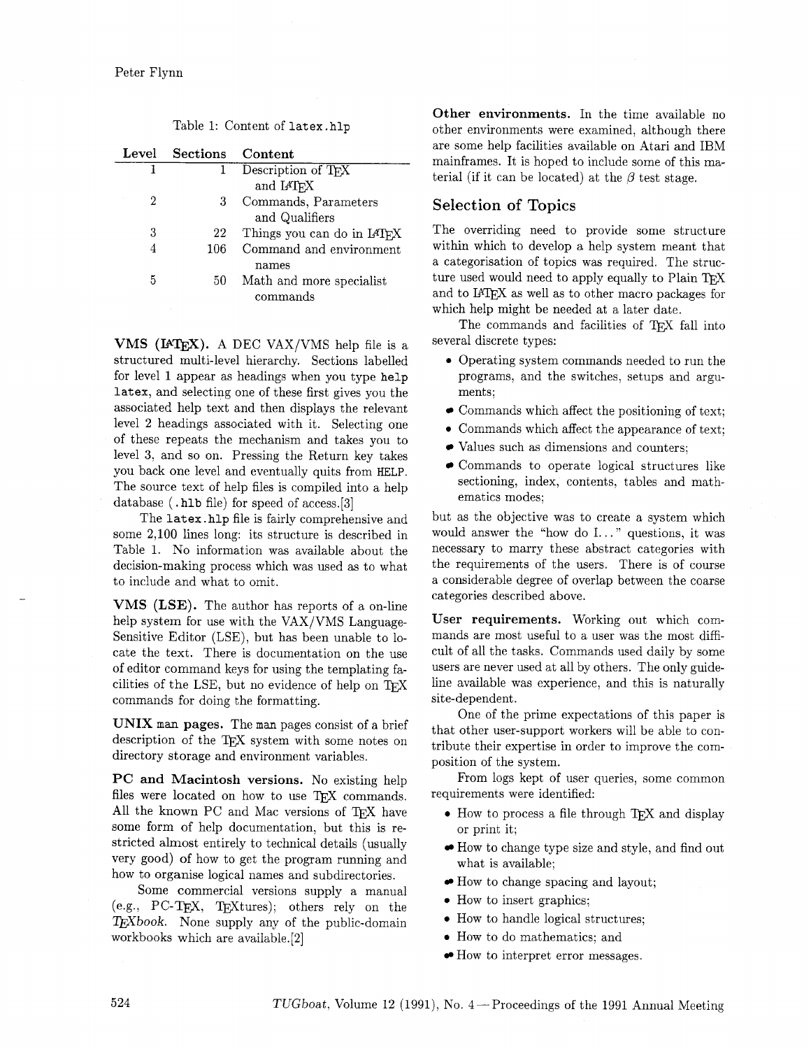Table 1: Content of `latex.hlp`

| Level | Sections | Content |
|---|---|---|
| 1 | 1 | Description of TeX and LaTeX |
| 2 | 3 | Commands, Parameters and Qualifiers |
| 3 | 22 | Things you can do in LaTeX |
| 4 | 106 | Command and environment names |
| 5 | 50 | Math and more specialist commands |

**VMS (LaTeX).** A DEC VAX/VMS help file is a structured multi-level hierarchy. Sections labelled for level 1 appear as headings when you type `help latex`, and selecting one of these first gives you the associated help text and then displays the relevant level 2 headings associated with it. Selecting one of these repeats the mechanism and takes you to level 3, and so on. Pressing the Return key takes you back one level and eventually quits from `HELP`. The source text of help files is compiled into a help database (`.hlb` file) for speed of access.[3]

The `latex.hlp` file is fairly comprehensive and some 2,100 lines long: its structure is described in Table 1. No information was available about the decision-making process which was used as to what to include and what to omit.

**VMS (LSE).** The author has reports of a on-line help system for use with the VAX/VMS Language-Sensitive Editor (LSE), but has been unable to locate the text. There is documentation on the use of editor command keys for using the templating facilities of the LSE, but no evidence of help on TeX commands for doing the formatting.

**UNIX `man` pages.** The `man` pages consist of a brief description of the TeX system with some notes on directory storage and environment variables.

**PC and Macintosh versions.** No existing help files were located on how to use TeX commands. All the known PC and Mac versions of TeX have some form of help documentation, but this is restricted almost entirely to technical details (usually very good) of how to get the program running and how to organise logical names and subdirectories.

Some commercial versions supply a manual (e.g., PC-TeX, TeXtures); others rely on the *TeXbook*. None supply any of the public-domain workbooks which are available.[2]

**Other environments.** In the time available no other environments were examined, although there are some help facilities available on Atari and IBM mainframes. It is hoped to include some of this material (if it can be located) at the $\beta$ test stage.

## Selection of Topics

The overriding need to provide some structure within which to develop a help system meant that a categorisation of topics was required. The structure used would need to apply equally to Plain TeX and to LaTeX as well as to other macro packages for which help might be needed at a later date.

The commands and facilities of TeX fall into several discrete types:

- Operating system commands needed to run the programs, and the switches, setups and arguments;
- Commands which affect the positioning of text;
- Commands which affect the appearance of text;
- Values such as dimensions and counters;
- Commands to operate logical structures like sectioning, index, contents, tables and mathematics modes;

but as the objective was to create a system which would answer the "how do I..." questions, it was necessary to marry these abstract categories with the requirements of the users. There is of course a considerable degree of overlap between the coarse categories described above.

**User requirements.** Working out which commands are most useful to a user was the most difficult of all the tasks. Commands used daily by some users are never used at all by others. The only guideline available was experience, and this is naturally site-dependent.

One of the prime expectations of this paper is that other user-support workers will be able to contribute their expertise in order to improve the composition of the system.

From logs kept of user queries, some common requirements were identified:

- How to process a file through TeX and display or print it;
- How to change type size and style, and find out what is available;
- How to change spacing and layout;
- How to insert graphics;
- How to handle logical structures;
- How to do mathematics; and
- How to interpret error messages.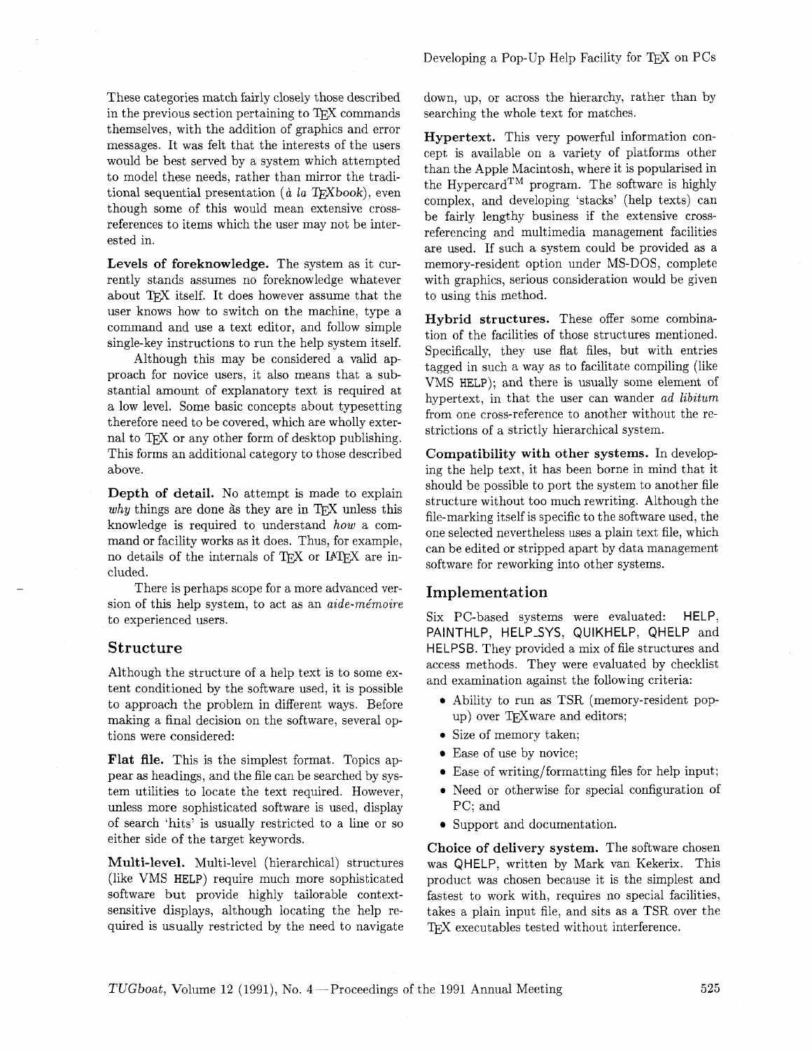These categories match fairly closely those described in the previous section pertaining to TeX commands themselves, with the addition of graphics and error messages. It was felt that the interests of the users would be best served by a system which attempted to model these needs, rather than mirror the traditional sequential presentation (*à la TeXbook*), even though some of this would mean extensive cross-references to items which the user may not be interested in.

**Levels of foreknowledge.** The system as it currently stands assumes no foreknowledge whatever about TeX itself. It does however assume that the user knows how to switch on the machine, type a command and use a text editor, and follow simple single-key instructions to run the help system itself.

Although this may be considered a valid approach for novice users, it also means that a substantial amount of explanatory text is required at a low level. Some basic concepts about typesetting therefore need to be covered, which are wholly external to TeX or any other form of desktop publishing. This forms an additional category to those described above.

**Depth of detail.** No attempt is made to explain *why* things are done as they are in TeX unless this knowledge is required to understand *how* a command or facility works as it does. Thus, for example, no details of the internals of TeX or LaTeX are included.

There is perhaps scope for a more advanced version of this help system, to act as an *aide-mémoire* to experienced users.

## Structure

Although the structure of a help text is to some extent conditioned by the software used, it is possible to approach the problem in different ways. Before making a final decision on the software, several options were considered:

**Flat file.** This is the simplest format. Topics appear as headings, and the file can be searched by system utilities to locate the text required. However, unless more sophisticated software is used, display of search 'hits' is usually restricted to a line or so either side of the target keywords.

**Multi-level.** Multi-level (hierarchical) structures (like VMS HELP) require much more sophisticated software but provide highly tailorable context-sensitive displays, although locating the help required is usually restricted by the need to navigate down, up, or across the hierarchy, rather than by searching the whole text for matches.

**Hypertext.** This very powerful information concept is available on a variety of platforms other than the Apple Macintosh, where it is popularised in the Hypercard™ program. The software is highly complex, and developing 'stacks' (help texts) can be fairly lengthy business if the extensive cross-referencing and multimedia management facilities are used. If such a system could be provided as a memory-resident option under MS-DOS, complete with graphics, serious consideration would be given to using this method.

**Hybrid structures.** These offer some combination of the facilities of those structures mentioned. Specifically, they use flat files, but with entries tagged in such a way as to facilitate compiling (like VMS HELP); and there is usually some element of hypertext, in that the user can wander *ad libitum* from one cross-reference to another without the restrictions of a strictly hierarchical system.

**Compatibility with other systems.** In developing the help text, it has been borne in mind that it should be possible to port the system to another file structure without too much rewriting. Although the file-marking itself is specific to the software used, the one selected nevertheless uses a plain text file, which can be edited or stripped apart by data management software for reworking into other systems.

## Implementation

Six PC-based systems were evaluated: HELP, PAINTHLP, HELP_SYS, QUIKHELP, QHELP and HELPSB. They provided a mix of file structures and access methods. They were evaluated by checklist and examination against the following criteria:

- Ability to run as TSR (memory-resident pop-up) over TeXware and editors;
- Size of memory taken;
- Ease of use by novice;
- Ease of writing/formatting files for help input;
- Need or otherwise for special configuration of PC; and
- Support and documentation.

**Choice of delivery system.** The software chosen was QHELP, written by Mark van Kekerix. This product was chosen because it is the simplest and fastest to work with, requires no special facilities, takes a plain input file, and sits as a TSR over the TeX executables tested without interference.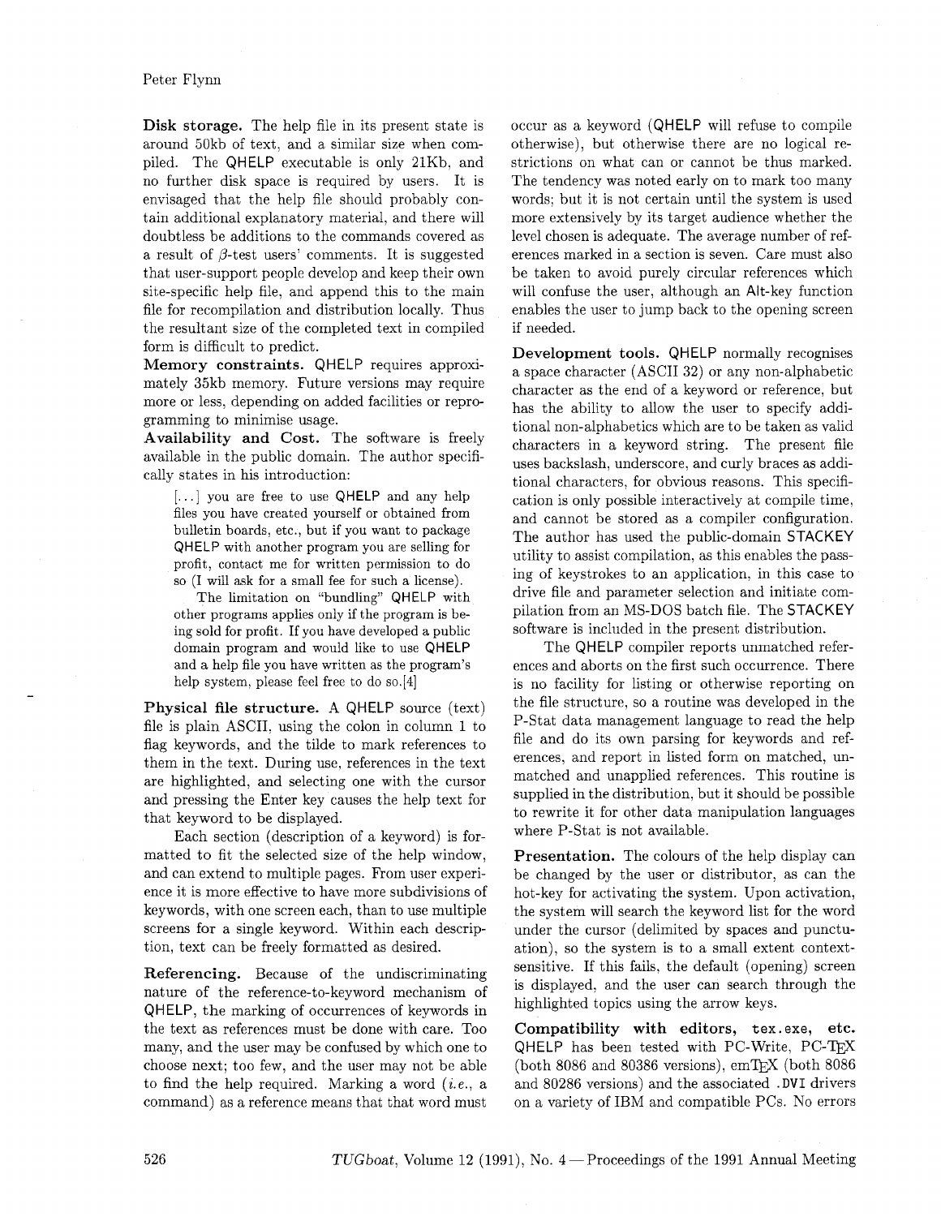**Disk storage.** The help file in its present state is around 50kb of text, and a similar size when compiled. The QHELP executable is only 21Kb, and no further disk space is required by users. It is envisaged that the help file should probably contain additional explanatory material, and there will doubtless be additions to the commands covered as a result of $\beta$-test users' comments. It is suggested that user-support people develop and keep their own site-specific help file, and append this to the main file for recompilation and distribution locally. Thus the resultant size of the completed text in compiled form is difficult to predict.

**Memory constraints.** QHELP requires approximately 35kb memory. Future versions may require more or less, depending on added facilities or reprogramming to minimise usage.

**Availability and Cost.** The software is freely available in the public domain. The author specifically states in his introduction:

> [...] you are free to use QHELP and any help files you have created yourself or obtained from bulletin boards, etc., but if you want to package QHELP with another program you are selling for profit, contact me for written permission to do so (I will ask for a small fee for such a license).
>
> The limitation on "bundling" QHELP with other programs applies only if the program is being sold for profit. If you have developed a public domain program and would like to use QHELP and a help file you have written as the program's help system, please feel free to do so.[4]

**Physical file structure.** A QHELP source (text) file is plain ASCII, using the colon in column 1 to flag keywords, and the tilde to mark references to them in the text. During use, references in the text are highlighted, and selecting one with the cursor and pressing the Enter key causes the help text for that keyword to be displayed.

Each section (description of a keyword) is formatted to fit the selected size of the help window, and can extend to multiple pages. From user experience it is more effective to have more subdivisions of keywords, with one screen each, than to use multiple screens for a single keyword. Within each description, text can be freely formatted as desired.

**Referencing.** Because of the undiscriminating nature of the reference-to-keyword mechanism of QHELP, the marking of occurrences of keywords in the text as references must be done with care. Too many, and the user may be confused by which one to choose next; too few, and the user may not be able to find the help required. Marking a word (*i.e.*, a command) as a reference means that that word must occur as a keyword (QHELP will refuse to compile otherwise), but otherwise there are no logical restrictions on what can or cannot be thus marked. The tendency was noted early on to mark too many words; but it is not certain until the system is used more extensively by its target audience whether the level chosen is adequate. The average number of references marked in a section is seven. Care must also be taken to avoid purely circular references which will confuse the user, although an Alt-key function enables the user to jump back to the opening screen if needed.

**Development tools.** QHELP normally recognises a space character (ASCII 32) or any non-alphabetic character as the end of a keyword or reference, but has the ability to allow the user to specify additional non-alphabetics which are to be taken as valid characters in a keyword string. The present file uses backslash, underscore, and curly braces as additional characters, for obvious reasons. This specification is only possible interactively at compile time, and cannot be stored as a compiler configuration. The author has used the public-domain STACKEY utility to assist compilation, as this enables the passing of keystrokes to an application, in this case to drive file and parameter selection and initiate compilation from an MS-DOS batch file. The STACKEY software is included in the present distribution.

The QHELP compiler reports unmatched references and aborts on the first such occurrence. There is no facility for listing or otherwise reporting on the file structure, so a routine was developed in the P-Stat data management language to read the help file and do its own parsing for keywords and references, and report in listed form on matched, unmatched and unapplied references. This routine is supplied in the distribution, but it should be possible to rewrite it for other data manipulation languages where P-Stat is not available.

**Presentation.** The colours of the help display can be changed by the user or distributor, as can the hot-key for activating the system. Upon activation, the system will search the keyword list for the word under the cursor (delimited by spaces and punctuation), so the system is to a small extent context-sensitive. If this fails, the default (opening) screen is displayed, and the user can search through the highlighted topics using the arrow keys.

**Compatibility with editors, `tex.exe`, etc.** QHELP has been tested with PC-Write, PC-TeX (both 8086 and 80386 versions), emTeX (both 8086 and 80286 versions) and the associated `.DVI` drivers on a variety of IBM and compatible PCs. No errors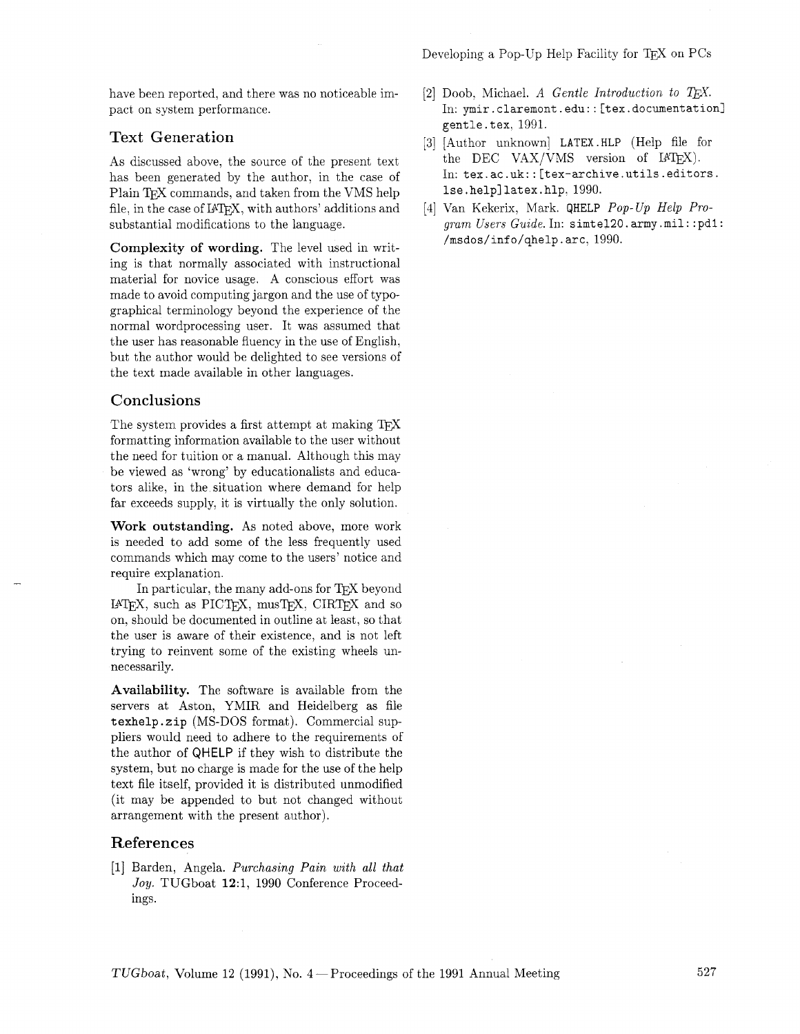have been reported, and there was no noticeable impact on system performance.

## Text Generation

As discussed above, the source of the present text has been generated by the author, in the case of Plain TEX commands, and taken from the VMS help file, in the case of LATEX, with authors' additions and substantial modifications to the language.

**Complexity of wording.** The level used in writing is that normally associated with instructional material for novice usage. A conscious effort was made to avoid computing jargon and the use of typographical terminology beyond the experience of the normal wordprocessing user. It was assumed that the user has reasonable fluency in the use of English, but the author would be delighted to see versions of the text made available in other languages.

## Conclusions

The system provides a first attempt at making TEX formatting information available to the user without the need for tuition or a manual. Although this may be viewed as 'wrong' by educationalists and educators alike, in the situation where demand for help far exceeds supply, it is virtually the only solution.

**Work outstanding.** As noted above, more work is needed to add some of the less frequently used commands which may come to the users' notice and require explanation.

In particular, the many add-ons for TEX beyond LATEX, such as PICTEX, musTEX, CIRTEX and so on, should be documented in outline at least, so that the user is aware of their existence, and is not left trying to reinvent some of the existing wheels unnecessarily.

**Availability.** The software is available from the servers at Aston, YMIR and Heidelberg as file `texhelp.zip` (MS-DOS format). Commercial suppliers would need to adhere to the requirements of the author of QHELP if they wish to distribute the system, but no charge is made for the use of the help text file itself, provided it is distributed unmodified (it may be appended to but not changed without arrangement with the present author).

## References

[1] Barden, Angela. *Purchasing Pain with all that Joy.* TUGboat **12**:1, 1990 Conference Proceedings.

[2] Doob, Michael. *A Gentle Introduction to TEX.* In: `ymir.claremont.edu::[tex.documentation]gentle.tex`, 1991.

[3] [Author unknown] `LATEX.HLP` (Help file for the DEC VAX/VMS version of LATEX). In: `tex.ac.uk::[tex-archive.utils.editors.lse.help]latex.hlp`, 1990.

[4] Van Kekerix, Mark. `QHELP` *Pop-Up Help Program Users Guide.* In: `simtel20.army.mil::pd1:/msdos/info/qhelp.arc`, 1990.